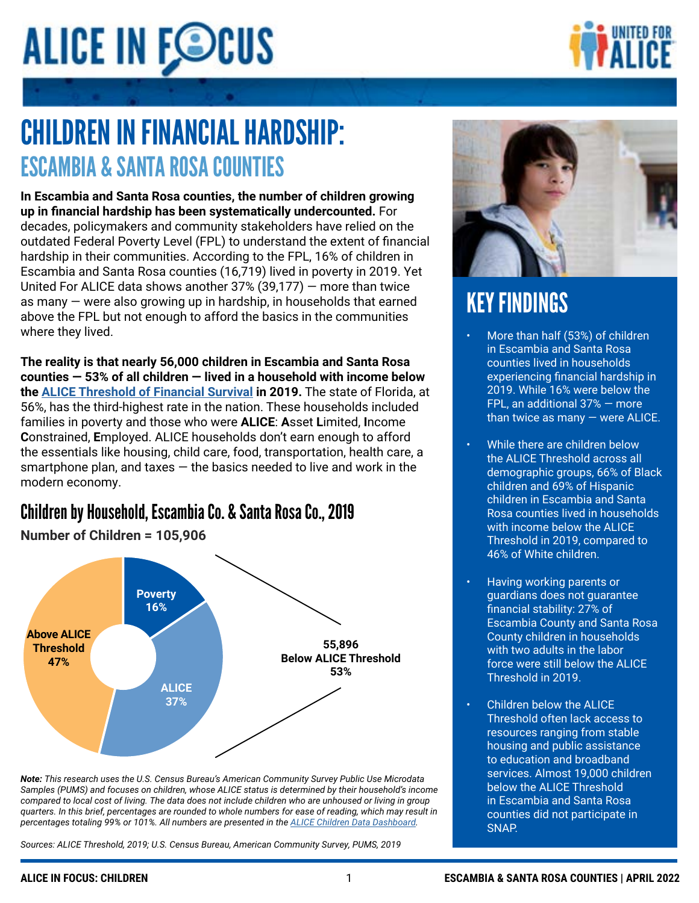# ALICE IN FOCUS

UNITED FOR ALICE

# CHILDREN IN FINANCIAL HARDSHIP:

## ESCAMBIA & SANTA ROSA COUNTIES

**In Escambia and Santa Rosa counties, the number of children growing up in financial hardship has been systematically undercounted.** For decades, policymakers and community stakeholders have relied on the outdated Federal Poverty Level (FPL) to understand the extent of financial hardship in their communities. According to the FPL, 16% of children in Escambia and Santa Rosa counties (16,719) lived in poverty in 2019. Yet United For ALICE data shows another 37% (39,177) — more than twice as many — were also growing up in hardship, in households that earned above the FPL but not enough to afford the basics in the communities where they lived.

**The reality is that nearly 56,000 children in Escambia and Santa Rosa counties — 53% of all children — lived in a household with income below the [ALICE Threshold of Financial Survival](#) in 2019.** The state of Florida, at 56%, has the third-highest rate in the nation. These households included families in poverty and those who were **ALICE**: **A**sset **L**imited, **I**ncome **C**onstrained, **E**mployed. ALICE households don't earn enough to afford the essentials like housing, child care, food, transportation, health care, a smartphone plan, and taxes — the basics needed to live and work in the modern economy.

### Children by Household, Escambia Co. & Santa Rosa Co., 2019

**Number of Children = 105,906**

| Category | Percent |
|---|---|
| Poverty | 16% |
| ALICE | 37% |
| Above ALICE Threshold | 47% |

55,896 Below ALICE Threshold 53%

***Note:*** *This research uses the U.S. Census Bureau's American Community Survey Public Use Microdata Samples (PUMS) and focuses on children, whose ALICE status is determined by their household's income compared to local cost of living. The data does not include children who are unhoused or living in group quarters. In this brief, percentages are rounded to whole numbers for ease of reading, which may result in percentages totaling 99% or 101%. All numbers are presented in the [ALICE Children Data Dashboard](#).*

*Sources: ALICE Threshold, 2019; U.S. Census Bureau, American Community Survey, PUMS, 2019*

## KEY FINDINGS

- More than half (53%) of children in Escambia and Santa Rosa counties lived in households experiencing financial hardship in 2019. While 16% were below the FPL, an additional 37% — more than twice as many — were ALICE.
- While there are children below the ALICE Threshold across all demographic groups, 66% of Black children and 69% of Hispanic children in Escambia and Santa Rosa counties lived in households with income below the ALICE Threshold in 2019, compared to 46% of White children.
- Having working parents or guardians does not guarantee financial stability: 27% of Escambia County and Santa Rosa County children in households with two adults in the labor force were still below the ALICE Threshold in 2019.
- Children below the ALICE Threshold often lack access to resources ranging from stable housing and public assistance to education and broadband services. Almost 19,000 children below the ALICE Threshold in Escambia and Santa Rosa counties did not participate in SNAP.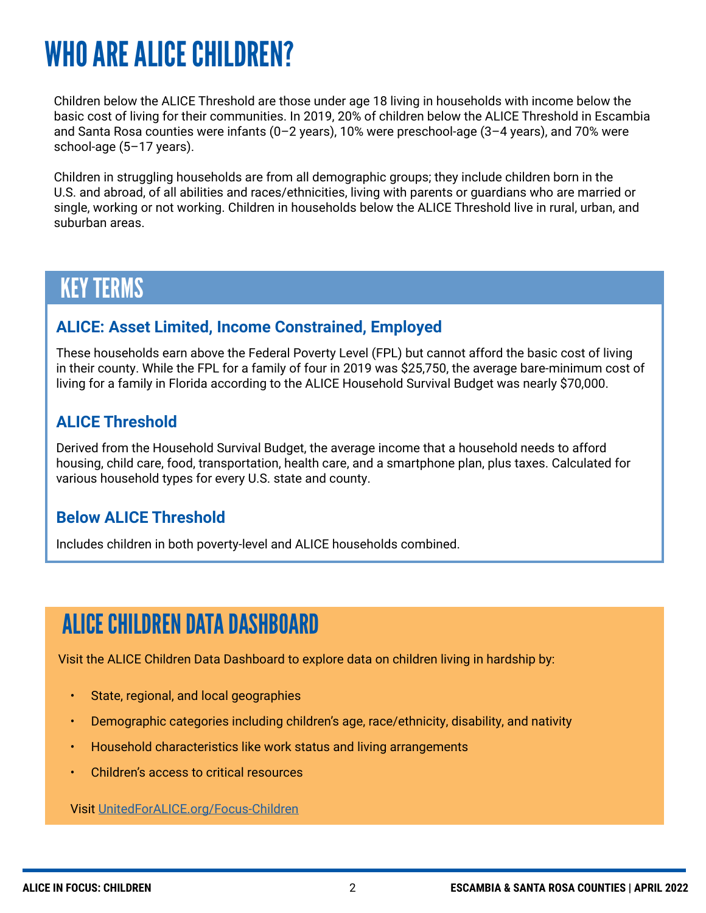# WHO ARE ALICE CHILDREN?

Children below the ALICE Threshold are those under age 18 living in households with income below the basic cost of living for their communities. In 2019, 20% of children below the ALICE Threshold in Escambia and Santa Rosa counties were infants (0–2 years), 10% were preschool-age (3–4 years), and 70% were school-age (5–17 years).

Children in struggling households are from all demographic groups; they include children born in the U.S. and abroad, of all abilities and races/ethnicities, living with parents or guardians who are married or single, working or not working. Children in households below the ALICE Threshold live in rural, urban, and suburban areas.

## KEY TERMS

### ALICE: Asset Limited, Income Constrained, Employed

These households earn above the Federal Poverty Level (FPL) but cannot afford the basic cost of living in their county. While the FPL for a family of four in 2019 was $25,750, the average bare-minimum cost of living for a family in Florida according to the ALICE Household Survival Budget was nearly $70,000.

### ALICE Threshold

Derived from the Household Survival Budget, the average income that a household needs to afford housing, child care, food, transportation, health care, and a smartphone plan, plus taxes. Calculated for various household types for every U.S. state and county.

### Below ALICE Threshold

Includes children in both poverty-level and ALICE households combined.

## ALICE CHILDREN DATA DASHBOARD

Visit the ALICE Children Data Dashboard to explore data on children living in hardship by:

- State, regional, and local geographies
- Demographic categories including children's age, race/ethnicity, disability, and nativity
- Household characteristics like work status and living arrangements
- Children's access to critical resources

Visit UnitedForALICE.org/Focus-Children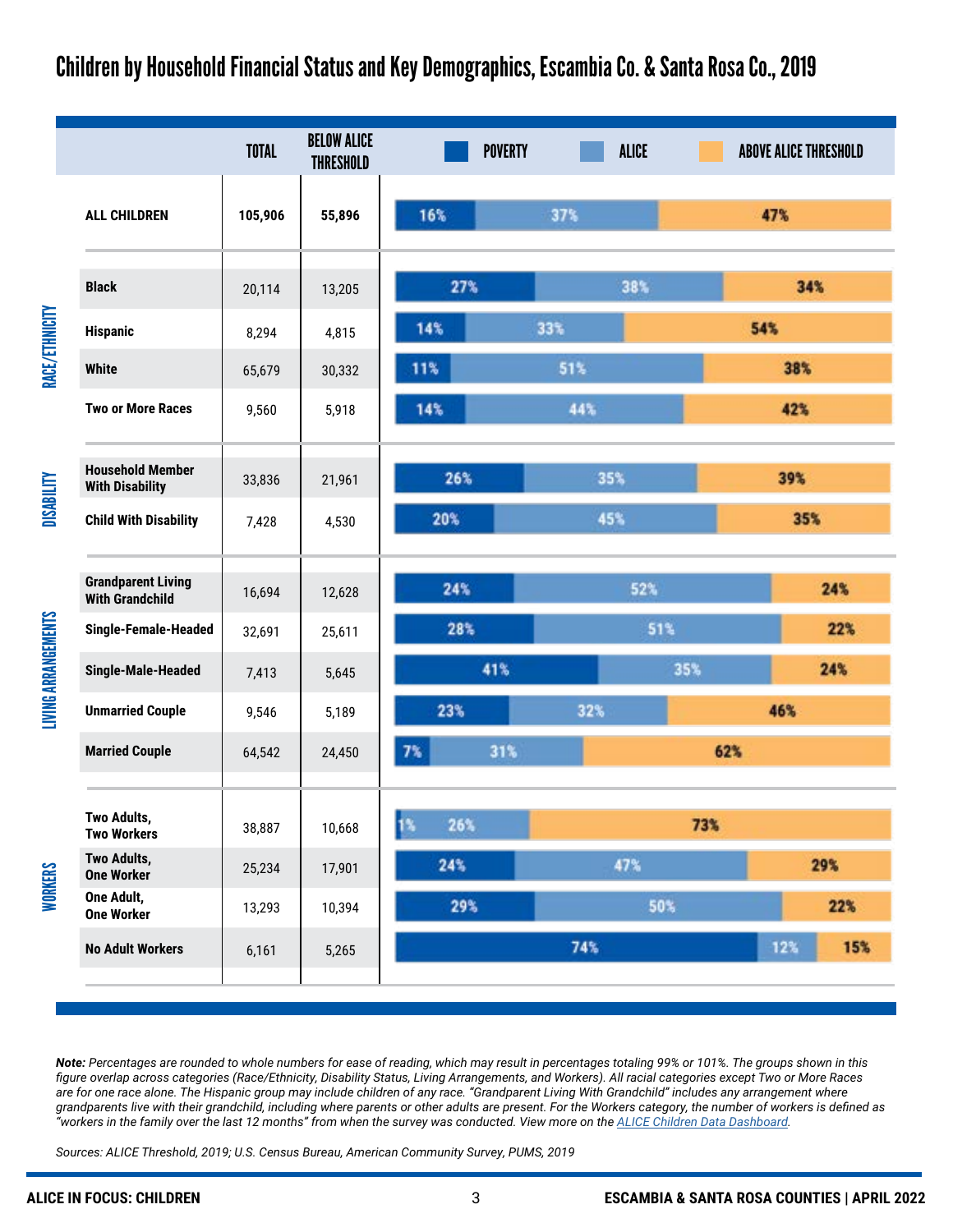## Children by Household Financial Status and Key Demographics, Escambia Co. & Santa Rosa Co., 2019

| Category | Group | Total | Below ALICE Threshold | Poverty | ALICE | Above ALICE Threshold |
|---|---|---|---|---|---|---|
| | ALL CHILDREN | 105,906 | 55,896 | 16% | 37% | 47% |
| Race/Ethnicity | Black | 20,114 | 13,205 | 27% | 38% | 34% |
| | Hispanic | 8,294 | 4,815 | 14% | 33% | 54% |
| | White | 65,679 | 30,332 | 11% | 51% | 38% |
| | Two or More Races | 9,560 | 5,918 | 14% | 44% | 42% |
| Disability | Household Member With Disability | 33,836 | 21,961 | 26% | 35% | 39% |
| | Child With Disability | 7,428 | 4,530 | 20% | 45% | 35% |
| Living Arrangements | Grandparent Living With Grandchild | 16,694 | 12,628 | 24% | 52% | 24% |
| | Single-Female-Headed | 32,691 | 25,611 | 28% | 51% | 22% |
| | Single-Male-Headed | 7,413 | 5,645 | 41% | 35% | 24% |
| | Unmarried Couple | 9,546 | 5,189 | 23% | 32% | 46% |
| | Married Couple | 64,542 | 24,450 | 7% | 31% | 62% |
| Workers | Two Adults, Two Workers | 38,887 | 10,668 | 1% | 26% | 73% |
| | Two Adults, One Worker | 25,234 | 17,901 | 24% | 47% | 29% |
| | One Adult, One Worker | 13,293 | 10,394 | 29% | 50% | 22% |
| | No Adult Workers | 6,161 | 5,265 | 74% | 12% | 15% |

***Note:*** *Percentages are rounded to whole numbers for ease of reading, which may result in percentages totaling 99% or 101%. The groups shown in this figure overlap across categories (Race/Ethnicity, Disability Status, Living Arrangements, and Workers). All racial categories except Two or More Races are for one race alone. The Hispanic group may include children of any race. "Grandparent Living With Grandchild" includes any arrangement where grandparents live with their grandchild, including where parents or other adults are present. For the Workers category, the number of workers is defined as "workers in the family over the last 12 months" from when the survey was conducted. View more on the ALICE Children Data Dashboard.*

*Sources: ALICE Threshold, 2019; U.S. Census Bureau, American Community Survey, PUMS, 2019*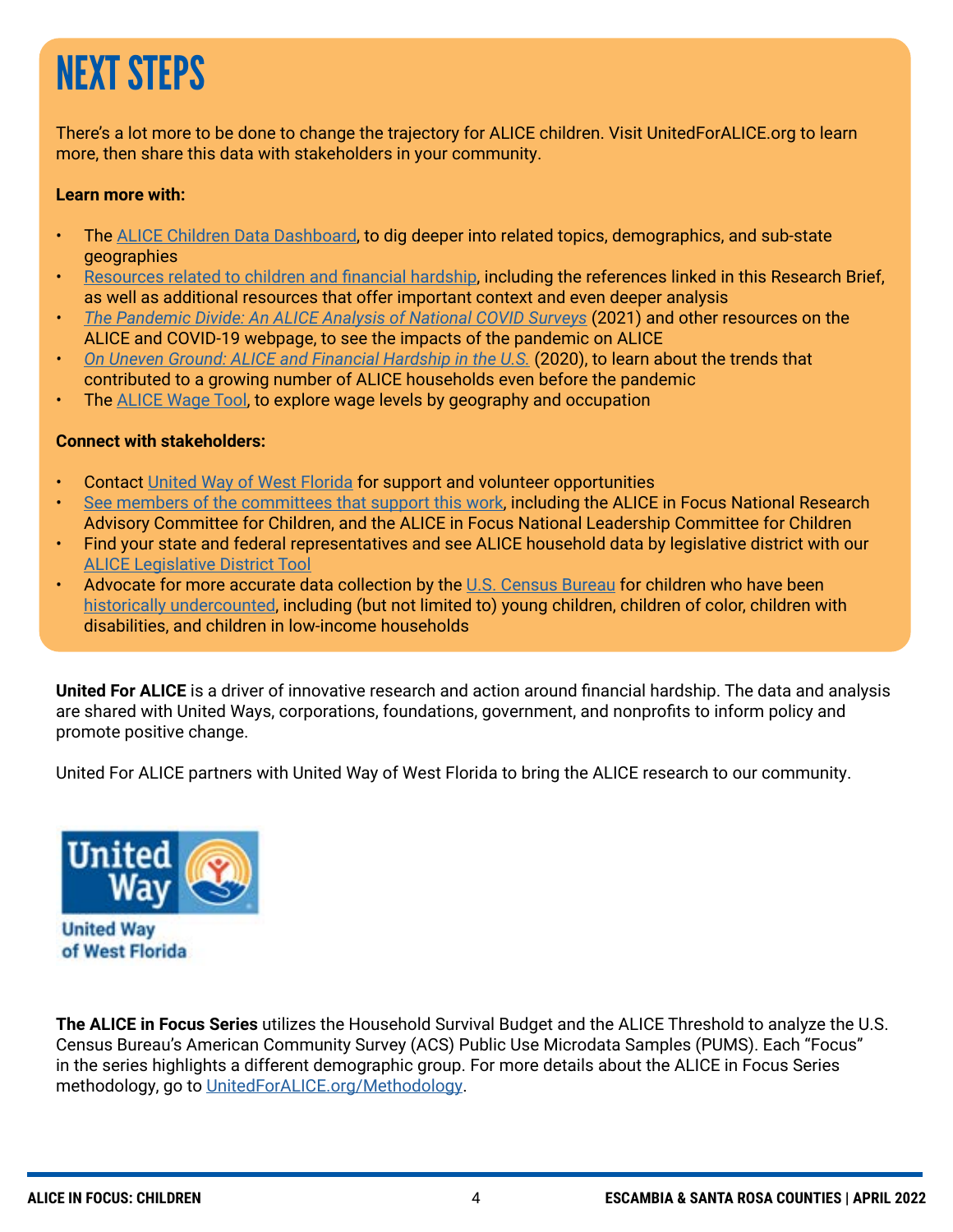# NEXT STEPS

There's a lot more to be done to change the trajectory for ALICE children. Visit UnitedForALICE.org to learn more, then share this data with stakeholders in your community.

**Learn more with:**

- The ALICE Children Data Dashboard, to dig deeper into related topics, demographics, and sub-state geographies
- Resources related to children and financial hardship, including the references linked in this Research Brief, as well as additional resources that offer important context and even deeper analysis
- *The Pandemic Divide: An ALICE Analysis of National COVID Surveys* (2021) and other resources on the ALICE and COVID-19 webpage, to see the impacts of the pandemic on ALICE
- *On Uneven Ground: ALICE and Financial Hardship in the U.S.* (2020), to learn about the trends that contributed to a growing number of ALICE households even before the pandemic
- The ALICE Wage Tool, to explore wage levels by geography and occupation

**Connect with stakeholders:**

- Contact United Way of West Florida for support and volunteer opportunities
- See members of the committees that support this work, including the ALICE in Focus National Research Advisory Committee for Children, and the ALICE in Focus National Leadership Committee for Children
- Find your state and federal representatives and see ALICE household data by legislative district with our ALICE Legislative District Tool
- Advocate for more accurate data collection by the U.S. Census Bureau for children who have been historically undercounted, including (but not limited to) young children, children of color, children with disabilities, and children in low-income households

**United For ALICE** is a driver of innovative research and action around financial hardship. The data and analysis are shared with United Ways, corporations, foundations, government, and nonprofits to inform policy and promote positive change.

United For ALICE partners with United Way of West Florida to bring the ALICE research to our community.

United Way

United Way of West Florida

**The ALICE in Focus Series** utilizes the Household Survival Budget and the ALICE Threshold to analyze the U.S. Census Bureau's American Community Survey (ACS) Public Use Microdata Samples (PUMS). Each "Focus" in the series highlights a different demographic group. For more details about the ALICE in Focus Series methodology, go to UnitedForALICE.org/Methodology.